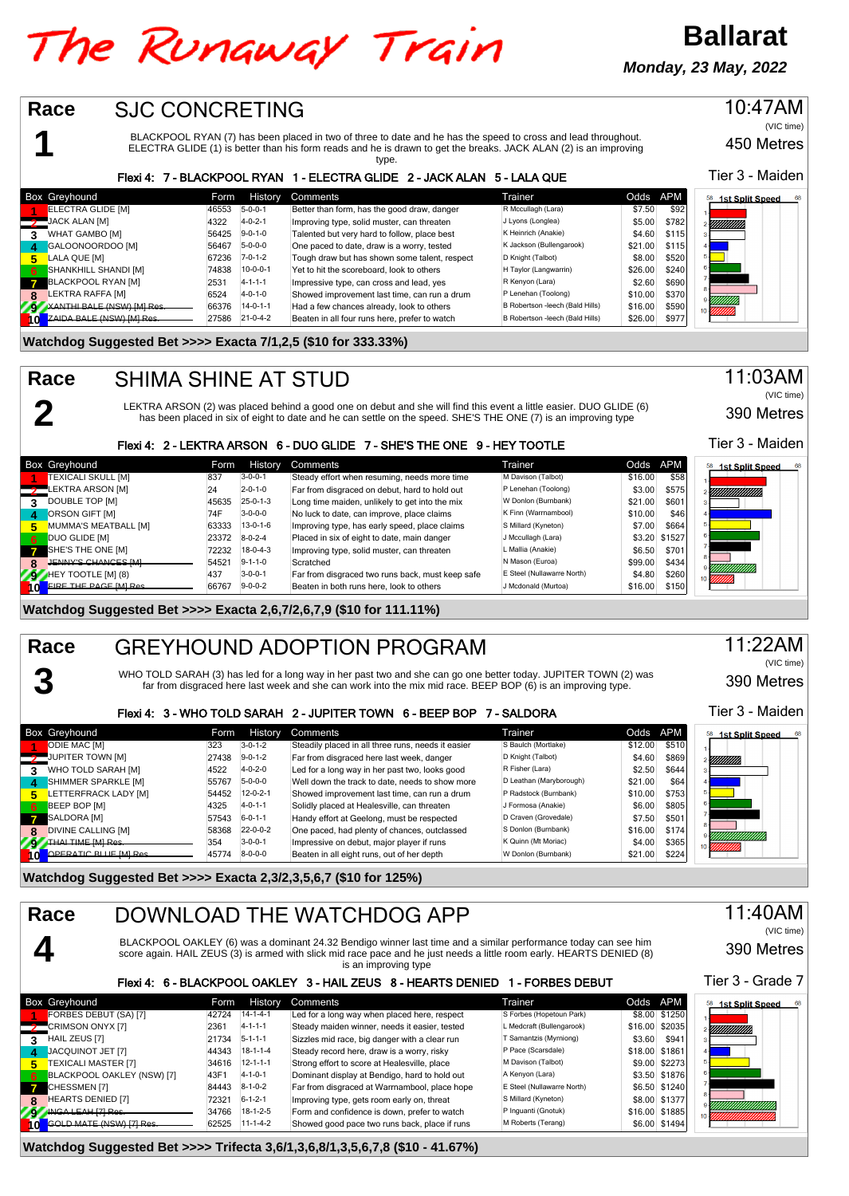# The Runaway Train

## Ballarat

**Monday, 23 May, 2022**

## Race 1 — SJC CONCRETING

10:47AM (VIC time) | 450 Metres | Tier 3 - Maiden

BLACKPOOL RYAN (7) has been placed in two of three to date and he has the speed to cross and lead throughout. ELECTRA GLIDE (1) is better than his form reads and he is drawn to get the breaks. JACK ALAN (2) is an improving type.

**Flexi 4: 7 - BLACKPOOL RYAN 1 - ELECTRA GLIDE 2 - JACK ALAN 5 - LALA QUE**

| Box | Greyhound | Form | History | Comments | Trainer | Odds | APM |
|---|---|---|---|---|---|---|---|
| 1 | ELECTRA GLIDE [M] | 46553 | 5-0-0-1 | Better than form, has the good draw, danger | R Mccullagh (Lara) | $7.50 | $92 |
| 2 | JACK ALAN [M] | 4322 | 4-0-2-1 | Improving type, solid muster, can threaten | J Lyons (Longlea) | $5.00 | $782 |
| 3 | WHAT GAMBO [M] | 56425 | 9-0-1-0 | Talented but very hard to follow, place best | K Heinrich (Anakie) | $4.60 | $115 |
| 4 | GALOONOORDOO [M] | 56467 | 5-0-0-0 | One paced to date, draw is a worry, tested | K Jackson (Bullengarook) | $21.00 | $115 |
| 5 | LALA QUE [M] | 67236 | 7-0-1-2 | Tough draw but has shown some talent, respect | D Knight (Talbot) | $8.00 | $520 |
| 6 | SHANKHILL SHANDI [M] | 74838 | 10-0-0-1 | Yet to hit the scoreboard, look to others | H Taylor (Langwarrin) | $26.00 | $240 |
| 7 | BLACKPOOL RYAN [M] | 2531 | 4-1-1-1 | Impressive type, can cross and lead, yes | R Kenyon (Lara) | $2.60 | $690 |
| 8 | LEKTRA RAFFA [M] | 6524 | 4-0-1-0 | Showed improvement last time, can run a drum | P Lenehan (Toolong) | $10.00 | $370 |
| 9 | ~~XANTHI BALE (NSW) [M] Res.~~ | 66376 | 14-0-1-1 | Had a few chances already, look to others | B Robertson -leech (Bald Hills) | $16.00 | $590 |
| 10 | ~~ZAIDA BALE (NSW) [M] Res.~~ | 27586 | 21-0-4-2 | Beaten in all four runs here, prefer to watch | B Robertson -leech (Bald Hills) | $26.00 | $977 |

**Watchdog Suggested Bet >>>> Exacta 7/1,2,5 ($10 for 333.33%)**

## Race 2 — SHIMA SHINE AT STUD

11:03AM (VIC time) | 390 Metres | Tier 3 - Maiden

LEKTRA ARSON (2) was placed behind a good one on debut and she will find this event a little easier. DUO GLIDE (6) has been placed in six of eight to date and he can settle on the speed. SHE'S THE ONE (7) is an improving type

**Flexi 4: 2 - LEKTRA ARSON 6 - DUO GLIDE 7 - SHE'S THE ONE 9 - HEY TOOTLE**

| Box | Greyhound | Form | History | Comments | Trainer | Odds | APM |
|---|---|---|---|---|---|---|---|
| 1 | TEXICALI SKULL [M] | 837 | 3-0-0-1 | Steady effort when resuming, needs more time | M Davison (Talbot) | $16.00 | $58 |
| 2 | LEKTRA ARSON [M] | 24 | 2-0-1-0 | Far from disgraced on debut, hard to hold out | P Lenehan (Toolong) | $3.00 | $575 |
| 3 | DOUBLE TOP [M] | 45635 | 25-0-1-3 | Long time maiden, unlikely to get into the mix | W Donlon (Burnbank) | $21.00 | $601 |
| 4 | ORSON GIFT [M] | 74F | 3-0-0-0 | No luck to date, can improve, place claims | K Finn (Warrnambool) | $10.00 | $46 |
| 5 | MUMMA'S MEATBALL [M] | 63333 | 13-0-1-6 | Improving type, has early speed, place claims | S Millard (Kyneton) | $7.00 | $664 |
| 6 | DUO GLIDE [M] | 23372 | 8-0-2-4 | Placed in six of eight to date, main danger | J Mccullagh (Lara) | $3.20 | $1527 |
| 7 | SHE'S THE ONE [M] | 72232 | 18-0-4-3 | Improving type, solid muster, can threaten | L Mallia (Anakie) | $6.50 | $701 |
| 8 | ~~JENNY'S CHANCES [M]~~ | 54521 | 9-1-1-0 | Scratched | N Mason (Euroa) | $99.00 | $434 |
| 9 | HEY TOOTLE [M] (8) | 437 | 3-0-0-1 | Far from disgraced two runs back, must keep safe | E Steel (Nullawarre North) | $4.80 | $260 |
| 10 | ~~FIRE THE PAGE [M] Res.~~ | 66767 | 9-0-0-2 | Beaten in both runs here, look to others | J Mcdonald (Murtoa) | $16.00 | $150 |

**Watchdog Suggested Bet >>>> Exacta 2,6,7/2,6,7,9 ($10 for 111.11%)**

## Race 3 — GREYHOUND ADOPTION PROGRAM

11:22AM (VIC time) | 390 Metres | Tier 3 - Maiden

WHO TOLD SARAH (3) has led for a long way in her past two and she can go one better today. JUPITER TOWN (2) was far from disgraced here last week and she can work into the mix mid race. BEEP BOP (6) is an improving type.

**Flexi 4: 3 - WHO TOLD SARAH 2 - JUPITER TOWN 6 - BEEP BOP 7 - SALDORA**

| Box | Greyhound | Form | History | Comments | Trainer | Odds | APM |
|---|---|---|---|---|---|---|---|
| 1 | ODIE MAC [M] | 323 | 3-0-1-2 | Steadily placed in all three runs, needs it easier | S Bauch (Mortlake) | $12.00 | $510 |
| 2 | JUPITER TOWN [M] | 27438 | 9-0-1-2 | Far from disgraced here last week, danger | D Knight (Talbot) | $4.60 | $869 |
| 3 | WHO TOLD SARAH [M] | 4522 | 4-0-2-0 | Led for a long way in her past two, looks good | R Fisher (Lara) | $2.50 | $644 |
| 4 | SHIMMER SPARKLE [M] | 55767 | 5-0-0-0 | Well down the track to date, needs to show more | D Leathan (Maryborough) | $21.00 | $64 |
| 5 | LETTERFRACK LADY [M] | 54452 | 12-0-2-1 | Showed improvement last time, can run a drum | P Radstock (Burnbank) | $10.00 | $753 |
| 6 | BEEP BOP [M] | 4325 | 4-0-1-1 | Solidly placed at Healesville, can threaten | J Formosa (Anakie) | $6.00 | $805 |
| 7 | SALDORA [M] | 57543 | 6-0-1-1 | Handy effort at Geelong, must be respected | D Craven (Grovedale) | $7.50 | $501 |
| 8 | DIVINE CALLING [M] | 58368 | 22-0-0-2 | One paced, had plenty of chances, outclassed | S Donlon (Burnbank) | $16.00 | $174 |
| 9 | ~~THAI TIME [M] Res.~~ | 354 | 3-0-0-1 | Impressive on debut, major player if runs | K Quinn (Mt Moriac) | $4.00 | $365 |
| 10 | ~~OPERATIC BLUE [M] Res.~~ | 45774 | 8-0-0-0 | Beaten in all eight runs, out of her depth | W Donlon (Burnbank) | $21.00 | $224 |

**Watchdog Suggested Bet >>>> Exacta 2,3/2,3,5,6,7 ($10 for 125%)**

## Race 4 — DOWNLOAD THE WATCHDOG APP

11:40AM (VIC time) | 390 Metres | Tier 3 - Grade 7

BLACKPOOL OAKLEY (6) was a dominant 24.32 Bendigo winner last time and a similar performance today can see him score again. HAIL ZEUS (3) is armed with slick mid race pace and he just needs a little room early. HEARTS DENIED (8) is an improving type

**Flexi 4: 6 - BLACKPOOL OAKLEY 3 - HAIL ZEUS 8 - HEARTS DENIED 1 - FORBES DEBUT**

| Box | Greyhound | Form | History | Comments | Trainer | Odds | APM |
|---|---|---|---|---|---|---|---|
| 1 | FORBES DEBUT (SA) [7] | 42724 | 14-1-4-1 | Led for a long way when placed here, respect | S Forbes (Hopetoun Park) | $8.00 | $1250 |
| 2 | CRIMSON ONYX [7] | 2361 | 4-1-1-1 | Steady maiden winner, needs it easier, tested | L Medcraft (Bullengarook) | $16.00 | $2035 |
| 3 | HAIL ZEUS [7] | 21734 | 5-1-1-1 | Sizzles mid race, big danger with a clear run | T Samantzis (Myrniong) | $3.60 | $941 |
| 4 | JACQUINOT JET [7] | 44343 | 18-1-1-4 | Steady record here, draw is a worry, risky | P Pace (Scarsdale) | $18.00 | $1861 |
| 5 | TEXICALI MASTER [7] | 34616 | 12-1-1-1 | Strong effort to score at Healesville, place | M Davison (Talbot) | $9.00 | $2273 |
| 6 | BLACKPOOL OAKLEY (NSW) [7] | 43F1 | 4-1-0-1 | Dominant display at Bendigo, hard to hold out | A Kenyon (Lara) | $3.50 | $1876 |
| 7 | CHESSMEN [7] | 84443 | 8-1-0-2 | Far from disgraced at Warrnambool, place hope | E Steel (Nullawarre North) | $6.50 | $1240 |
| 8 | HEARTS DENIED [7] | 72321 | 6-1-2-1 | Improving type, gets room early on, threat | S Millard (Kyneton) | $8.00 | $1377 |
| 9 | ~~INGA LEAH [7] Res.~~ | 34766 | 18-1-2-5 | Form and confidence is down, prefer to watch | P Inguanti (Gnotuk) | $16.00 | $1885 |
| 10 | ~~GOLD MATE (NSW) [7] Res.~~ | 62525 | 11-1-4-2 | Showed good pace two runs back, place if runs | M Roberts (Terang) | $6.00 | $1494 |

**Watchdog Suggested Bet >>>> Trifecta 3,6/1,3,6,8/1,3,5,6,7,8 ($10 - 41.67%)**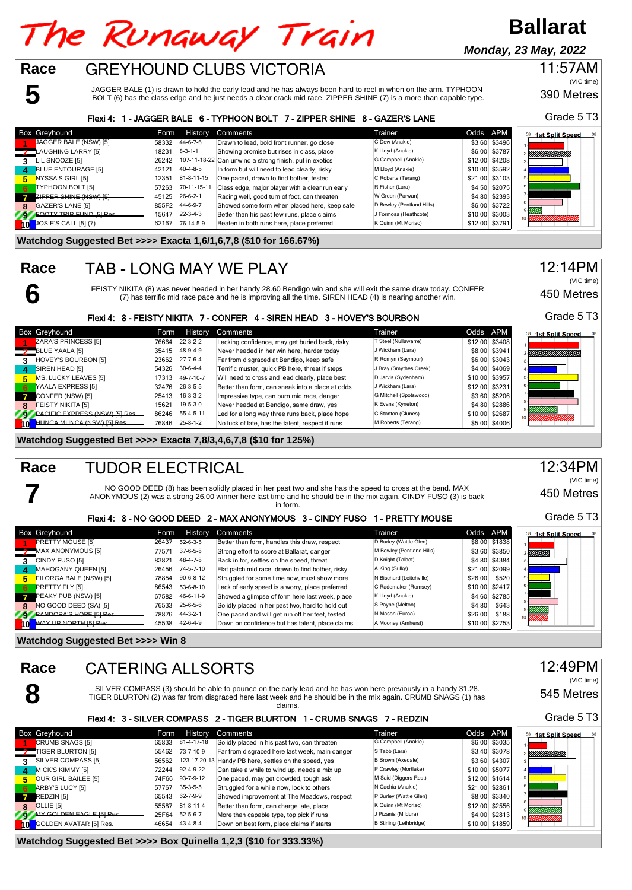# The Runaway Train

**Ballarat**

***Monday, 23 May, 2022***

## Race 5 — GREYHOUND CLUBS VICTORIA

11:57AM (VIC time)

390 Metres

Grade 5 T3

JAGGER BALE (1) is drawn to hold the early lead and he has always been hard to reel in when on the arm. TYPHOON BOLT (6) has the class edge and he just needs a clear crack mid race. ZIPPER SHINE (7) is a more than capable type.

**Flexi 4: 1 - JAGGER BALE 6 - TYPHOON BOLT 7 - ZIPPER SHINE 8 - GAZER'S LANE**

| Box | Greyhound | Form | History | Comments | Trainer | Odds | APM |
|---|---|---|---|---|---|---|---|
| 1 | JAGGER BALE (NSW) [5] | 58332 | 44-6-7-6 | Drawn to lead, bold front runner, go close | C Dew (Anakie) | $3.60 | $3496 |
| 2 | LAUGHING LARRY [5] | 18231 | 8-3-1-1 | Showing promise but rises in class, place | K Lloyd (Anakie) | $6.00 | $3787 |
| 3 | LIL SNOOZE [5] | 26242 | 107-11-18-22 | Can unwind a strong finish, put in exotics | G Campbell (Anakie) | $12.00 | $4208 |
| 4 | BLUE ENTOURAGE [5] | 42121 | 40-4-8-5 | In form but will need to lead clearly, risky | M Lloyd (Anakie) | $10.00 | $3592 |
| 5 | NYSSA'S GIRL [5] | 12351 | 81-8-11-15 | One paced, drawn to find bother, tested | C Roberts (Terang) | $21.00 | $3103 |
| 6 | TYPHOON BOLT [5] | 57263 | 70-11-15-11 | Class edge, major player with a clear run early | R Fisher (Lara) | $4.50 | $2075 |
| 7 | ~~ZIPPER SHINE (NSW) [5]~~ | 45125 | 26-6-2-1 | Racing well, good turn of foot, can threaten | W Green (Parwan) | $4.80 | $2393 |
| 8 | GAZER'S LANE [5] | 855F2 | 44-6-9-7 | Showed some form when placed here, keep safe | D Bewley (Pentland Hills) | $6.00 | $3722 |
| 9 | ~~FOOTY TRIP FUND [5] Res.~~ | 15647 | 22-3-4-3 | Better than his past few runs, place claims | J Formosa (Heathcote) | $10.00 | $3003 |
| 10 | JOSIE'S CALL [5] (7) | 62167 | 76-14-5-9 | Beaten in both runs here, place preferred | K Quinn (Mt Moriac) | $12.00 | $3791 |

**Watchdog Suggested Bet >>>> Exacta 1,6/1,6,7,8 ($10 for 166.67%)**

## Race 6 — TAB - LONG MAY WE PLAY

12:14PM (VIC time)

450 Metres

Grade 5 T3

FEISTY NIKITA (8) was never headed in her handy 28.60 Bendigo win and she will exit the same draw today. CONFER (7) has terrific mid race pace and he is improving all the time. SIREN HEAD (4) is nearing another win.

**Flexi 4: 8 - FEISTY NIKITA 7 - CONFER 4 - SIREN HEAD 3 - HOVEY'S BOURBON**

| Box | Greyhound | Form | History | Comments | Trainer | Odds | APM |
|---|---|---|---|---|---|---|---|
| 1 | ZARA'S PRINCESS [5] | 76664 | 22-3-2-2 | Lacking confidence, may get buried back, risky | T Steel (Nullawarre) | $12.00 | $3408 |
| 2 | BLUE YAALA [5] | 35415 | 48-9-4-9 | Never headed in her win here, harder today | J Wickham (Lara) | $8.00 | $3941 |
| 3 | HOVEY'S BOURBON [5] | 23662 | 27-7-6-4 | Far from disgraced at Bendigo, keep safe | R Romyn (Seymour) | $6.00 | $3043 |
| 4 | SIREN HEAD [5] | 54326 | 30-6-4-4 | Terrific muster, quick PB here, threat if steps | J Bray (Smythes Creek) | $4.00 | $4069 |
| 5 | MS. LUCKY LEAVES [5] | 17313 | 49-7-10-7 | Will need to cross and lead clearly, place best | D Jarvis (Sydenham) | $10.00 | $3957 |
| 6 | YAALA EXPRESS [5] | 32476 | 26-3-5-5 | Better than form, can sneak into a place at odds | J Wickham (Lara) | $12.00 | $3231 |
| 7 | CONFER (NSW) [5] | 25413 | 16-3-3-2 | Impressive type, can burn mid race, danger | G Mitchell (Spotswood) | $3.60 | $5206 |
| 8 | FEISTY NIKITA [5] | 15621 | 19-5-3-0 | Never headed at Bendigo, same draw, yes | K Evans (Kyneton) | $4.80 | $2886 |
| 9 | ~~PACIFIC EXPRESS (NSW) [5] Res.~~ | 86246 | 55-4-5-11 | Led for a long way three runs back, place hope | C Stanton (Clunes) | $10.00 | $2687 |
| 10 | ~~HUNCA MUNCA (NSW) [5] Res.~~ | 76846 | 25-8-1-2 | No luck of late, has the talent, respect if runs | M Roberts (Terang) | $5.00 | $4006 |

**Watchdog Suggested Bet >>>> Exacta 7,8/3,4,6,7,8 ($10 for 125%)**

## Race 7 — TUDOR ELECTRICAL

12:34PM (VIC time)

450 Metres

Grade 5 T3

NO GOOD DEED (8) has been solidly placed in her past two and she has the speed to cross at the bend. MAX ANONYMOUS (2) was a strong 26.00 winner here last time and he should be in the mix again. CINDY FUSO (3) is back in form.

**Flexi 4: 8 - NO GOOD DEED 2 - MAX ANONYMOUS 3 - CINDY FUSO 1 - PRETTY MOUSE**

| Box | Greyhound | Form | History | Comments | Trainer | Odds | APM |
|---|---|---|---|---|---|---|---|
| 1 | PRETTY MOUSE [5] | 26437 | 52-6-3-5 | Better than form, handles this draw, respect | D Burley (Wattle Glen) | $8.00 | $1838 |
| 2 | MAX ANONYMOUS [5] | 77571 | 37-6-5-8 | Strong effort to score at Ballarat, danger | M Bewley (Pentland Hills) | $3.60 | $3850 |
| 3 | CINDY FUSO [5] | 83821 | 48-4-7-8 | Back in form, settles on the speed, threat | D Knight (Talbot) | $4.80 | $4384 |
| 4 | MAHOGANY QUEEN [5] | 26456 | 74-5-7-10 | Flatpatch mid race, drawn to find bother, risky | A King (Sulky) | $21.00 | $2099 |
| 5 | FILORGA BALE (NSW) [5] | 78854 | 90-6-8-12 | Struggled for some time now, must show more | N Bischard (Leitchville) | $26.00 | $520 |
| 6 | PRETTY FLY [5] | 86543 | 53-6-8-10 | Lack of early speed is a worry, place preferred | C Rademaker (Romsey) | $10.00 | $2417 |
| 7 | PEAKY PUB (NSW) [5] | 67582 | 46-6-11-9 | Showed a glimpse of form here last week, place | K Lloyd (Anakie) | $4.60 | $2785 |
| 8 | NO GOOD DEED (SA) [5] | 76533 | 25-6-5-6 | Solidly placed in her past two, hard to hold out | S Payne (Melton) | $4.80 | $643 |
| 9 | ~~PANDORA'S HOPE [5] Res.~~ | 78876 | 44-3-2-1 | One paced and will get run off her feet, tested | N Mason (Euroa) | $26.00 | $188 |
| 10 | ~~WAY UP NORTH [5] Res.~~ | 45538 | 42-6-4-9 | Down on confidence but has talent, place claims | A Mooney (Amherst) | $10.00 | $2753 |

**Watchdog Suggested Bet >>>> Win 8**

## Race 8 — CATERING ALLSORTS

12:49PM (VIC time)

545 Metres

Grade 5 T3

SILVER COMPASS (3) should be able to pounce on the early lead and he has won here previously in a handy 31.28. TIGER BLURTON (2) was far from disgraced here last week and he should be in the mix again. CRUMB SNAGS (1) has claims.

**Flexi 4: 3 - SILVER COMPASS 2 - TIGER BLURTON 1 - CRUMB SNAGS 7 - REDZIN**

| Box | Greyhound | Form | History | Comments | Trainer | Odds | APM |
|---|---|---|---|---|---|---|---|
| 1 | CRUMB SNAGS [5] | 65833 | 81-4-17-18 | Solidly placed in his past two, can threaten | G Campbell (Anakie) | $6.00 | $3035 |
| 2 | TIGER BLURTON [5] | 55462 | 73-7-10-9 | Far from disgraced here last week, main danger | S Tabb (Lara) | $3.40 | $3078 |
| 3 | SILVER COMPASS [5] | 56562 | 123-17-20-13 | Handy PB here, settles on the speed, yes | B Brown (Axedale) | $3.60 | $4307 |
| 4 | MICK'S KIMMY [5] | 72244 | 92-4-9-22 | Can take a while to wind up, needs a mix up | P Crawley (Mortlake) | $10.00 | $5077 |
| 5 | OUR GIRL BAILEE [5] | 74F66 | 93-7-9-12 | One paced, may get crowded, tough ask | M Said (Diggers Rest) | $12.00 | $1614 |
| 6 | ARBY'S LUCY [5] | 57767 | 35-3-5-5 | Struggled for a while now, look to others | N Cachia (Anakie) | $21.00 | $2861 |
| 7 | REDZIN [5] | 65543 | 62-7-9-9 | Showed improvement at The Meadows, respect | P Burley (Wattle Glen) | $8.00 | $3340 |
| 8 | OLLIE [5] | 55587 | 81-8-11-4 | Better than form, can charge late, place | K Quinn (Mt Moriac) | $12.00 | $2556 |
| 9 | ~~MY GOLDEN EAGLE [5] Res.~~ | 25F64 | 52-5-6-7 | More than capable type, top pick if runs | J Pizanis (Mildura) | $4.00 | $2813 |
| 10 | ~~GOLDEN AVATAR [5] Res.~~ | 46654 | 43-4-8-4 | Down on best form, place claims if starts | B Stirling (Lethbridge) | $10.00 | $1859 |

**Watchdog Suggested Bet >>>> Box Quinella 1,2,3 ($10 for 333.33%)**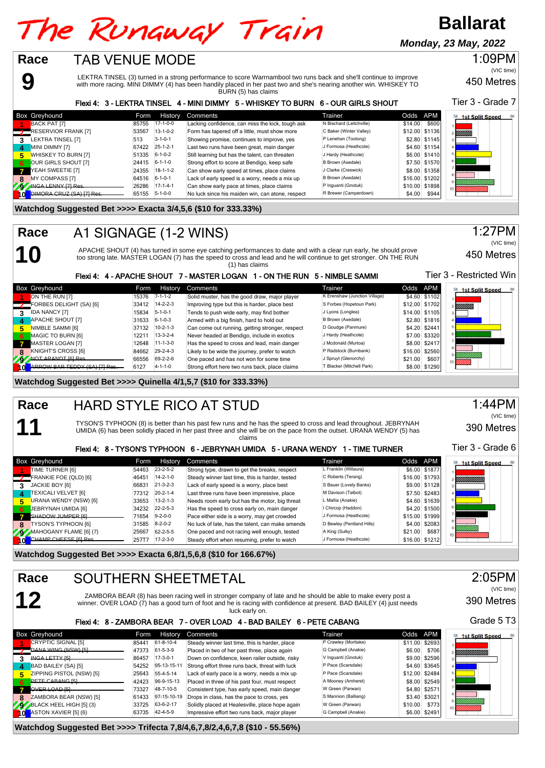# The Runaway Train

**Ballarat**

***Monday, 23 May, 2022***

## Race 9 — TAB VENUE MODE

1:09PM (VIC time) — 450 Metres — Tier 3 - Grade 7

LEKTRA TINSEL (3) turned in a strong performance to score Warrnambool two runs back and she'll continue to improve with more racing. MINI DIMMY (4) has been handily placed in her past two and she's nearing another win. WHISKEY TO BURN (5) has claims

**Flexi 4: 3 - LEKTRA TINSEL 4 - MINI DIMMY 5 - WHISKEY TO BURN 6 - OUR GIRLS SHOUT**

| Box | Greyhound | Form | History | Comments | Trainer | Odds | APM |
|---|---|---|---|---|---|---|---|
| 1 | BACK PAT [7] | 85755 | 17-1-0-0 | Lacking confidence, can miss the kick, tough ask | N Bischard (Leitchville) | $14.00 | $600 |
| 2 | RESERVIOR FRANK [7] | 53567 | 13-1-0-2 | Form has tapered off a little, must show more | C Baker (Winter Valley) | $12.00 | $1136 |
| 3 | LEKTRA TINSEL [7] | 513 | 3-1-0-1 | Showing promise, continues to improve, yes | P Lenehan (Toolong) | $2.80 | $1145 |
| 4 | MINI DIMMY [7] | 67422 | 25-1-2-1 | Last two runs have been great, main danger | J Formosa (Heathcote) | $4.60 | $1154 |
| 5 | WHISKEY TO BURN [7] | 51335 | 6-1-0-2 | Still learning but has the talent, can threaten | J Hardy (Heathcote) | $6.00 | $1410 |
| 6 | OUR GIRLS SHOUT [7] | 24415 | 6-1-1-0 | Strong effort to score at Bendigo, keep safe | B Brown (Axedale) | $7.50 | $1570 |
| 7 | YEAH SWEETIE [7] | 24355 | 18-1-1-2 | Can show early speed at times, place claims | J Clarke (Creswick) | $8.00 | $1358 |
| 8 | MY COMPASS [7] | 64516 | 6-1-0-1 | Lack of early speed is a worry, needs a mix up | B Brown (Axedale) | $16.00 | $1202 |
| 9 | ~~INGA LENNY [7] Res.~~ | 26286 | 17-1-4-1 | Can show early pace at times, place claims | P Inguanti (Gnotuk) | $10.00 | $1898 |
| 10 | ~~DIMORA CRUZ (SA) [7] Res.~~ | 65155 | 5-1-0-0 | No luck since his maiden win, can atone, respect | R Brewer (Camperdown) | $4.00 | $944 |

**Watchdog Suggested Bet >>>> Exacta 3/4,5,6 ($10 for 333.33%)**

## Race 10 — A1 SIGNAGE (1-2 WINS)

1:27PM (VIC time) — 450 Metres — Tier 3 - Restricted Win

APACHE SHOUT (4) has turned in some eye catching performances to date and with a clear run early, he should prove too strong late. MASTER LOGAN (7) has the speed to cross and lead and he will continue to get stronger. ON THE RUN (1) has claims

**Flexi 4: 4 - APACHE SHOUT 7 - MASTER LOGAN 1 - ON THE RUN 5 - NIMBLE SAMMI**

| Box | Greyhound | Form | History | Comments | Trainer | Odds | APM |
|---|---|---|---|---|---|---|---|
| 1 | ON THE RUN [7] | 15376 | 7-1-1-2 | Solid muster, has the good draw, major player | K Erenshaw (Junction Village) | $4.60 | $1102 |
| 2 | FORBES DELIGHT (SA) [6] | 33412 | 14-2-2-3 | Improving type but this is harder, place best | S Forbes (Hopetoun Park) | $12.00 | $1702 |
| 3 | IDA NANCY [7] | 15834 | 5-1-0-1 | Tends to push wide early, may find bother | J Lyons (Longlea) | $14.00 | $1105 |
| 4 | APACHE SHOUT [7] | 31633 | 6-1-0-3 | Armed with a big finish, hard to hold out | B Brown (Axedale) | $2.80 | $1816 |
| 5 | NIMBLE SAMMI [6] | 37132 | 10-2-1-3 | Can come out running, getting stronger, respect | D Goudge (Panmure) | $4.20 | $2441 |
| 6 | MAGIC TO BURN [6] | 12211 | 13-3-2-4 | Never headed at Bendigo, include in exotics | J Hardy (Heathcote) | $7.00 | $3320 |
| 7 | MASTER LOGAN [7] | 12648 | 11-1-3-0 | Has the speed to cross and lead, main danger | J Mcdonald (Murtoa) | $8.00 | $2417 |
| 8 | KNIGHT'S CROSS [6] | 84662 | 29-2-4-3 | Likely to be wide the journey, prefer to watch | P Radstock (Burnbank) | $16.00 | $2560 |
| 9 | ~~NOT ABANDT [6] Res.~~ | 66556 | 69-2-2-6 | One paced and has not won for some time | J Spruyt (Glenorchy) | $21.00 | $607 |
| 10 | ~~ARROW BAR TEDDY (SA) [7] Res.~~ | 6127 | 4-1-1-0 | Strong effort here two runs back, place claims | T Blacker (Mitchell Park) | $8.00 | $1290 |

**Watchdog Suggested Bet >>>> Quinella 4/1,5,7 ($10 for 333.33%)**

## Race 11 — HARD STYLE RICO AT STUD

1:44PM (VIC time) — 390 Metres — Tier 3 - Grade 6

TYSON'S TYPHOON (8) is better than his past few runs and he has the speed to cross and lead throughout. JEBRYNAH UMIDA (6) has been solidly placed in her past three and she will be on the pace from the outset. URANA WENDY (5) has claims

**Flexi 4: 8 - TYSON'S TYPHOON 6 - JEBRYNAH UMIDA 5 - URANA WENDY 1 - TIME TURNER**

| Box | Greyhound | Form | History | Comments | Trainer | Odds | APM |
|---|---|---|---|---|---|---|---|
| 1 | TIME TURNER [6] | 54463 | 23-2-5-2 | Strong type, drawn to get the breaks, respect | L Franklin (Willaura) | $6.00 | $1877 |
| 2 | FRANKIE FOE (QLD) [6] | 46451 | 14-2-1-0 | Steady winner last time, this is harder, tested | C Roberts (Terang) | $16.00 | $1793 |
| 3 | JACKIE BOY [6] | 66831 | 21-3-2-3 | Lack of early speed is a worry, place best | S Bauer (Lovely Banks) | $9.00 | $1128 |
| 4 | TEXICALI VELVET [6] | 77312 | 20-2-1-4 | Last three runs have been impressive, place | M Davison (Talbot) | $7.50 | $2483 |
| 5 | URANA WENDY (NSW) [6] | 33653 | 13-2-1-3 | Needs room early but has the motor, big threat | L Mallia (Anakie) | $4.60 | $1639 |
| 6 | JEBRYNAH UMIDA [6] | 34232 | 22-2-5-3 | Has the speed to cross early on, main danger | I Chircop (Haddon) | $4.20 | $1500 |
| 7 | ~~SHADOW JUMPER [6]~~ | 71654 | 9-2-0-0 | Pace either side is a worry, may get crowded | J Formosa (Heathcote) | $15.00 | $1999 |
| 8 | TYSON'S TYPHOON [6] | 31585 | 8-2-0-2 | No luck of late, has the talent, can make amends | D Bewley (Pentland Hills) | $4.00 | $2083 |
| 9 | MAHOGANY FLAME [6] (7) | 25667 | 62-5-5-5 | One paced and not racing well enough, tested | A King (Sulky) | $21.00 | $687 |
| 10 | ~~CHAMP CHEESE [6] Res.~~ | 257T7 | 17-2-3-0 | Steady effort when resuming, prefer to watch | J Formosa (Heathcote) | $16.00 | $1212 |

**Watchdog Suggested Bet >>>> Exacta 6,8/1,5,6,8 ($10 for 166.67%)**

## Race 12 — SOUTHERN SHEETMETAL

2:05PM (VIC time) — 390 Metres — Grade 5 T3

ZAMBORA BEAR (8) has been racing well in stronger company of late and he should be able to make every post a winner. OVER LOAD (7) has a good turn of foot and he is racing with confidence at present. BAD BAILEY (4) just needs luck early on.

**Flexi 4: 8 - ZAMBORA BEAR 7 - OVER LOAD 4 - BAD BAILEY 6 - PETE CABANG**

| Box | Greyhound | Form | History | Comments | Trainer | Odds | APM |
|---|---|---|---|---|---|---|---|
| 1 | CRYPTIC SIGNAL [5] | 85441 | 61-8-10-4 | Steady winner last time, this is harder, place | P Crawley (Mortlake) | $11.00 | $2693 |
| 2 | ~~DANA WING (NSW) [5]~~ | 47373 | 61-5-3-9 | Placed in two of her past three, place again | G Campbell (Anakie) | $6.00 | $706 |
| 3 | ~~INGA LETTY [5]~~ | 86457 | 17-3-0-1 | Down on confidence, keen railer outside, risky | V Inguanti (Gnotuk) | $9.00 | $2596 |
| 4 | BAD BAILEY (SA) [5] | 54252 | 95-13-15-11 | Strong effort three runs back, threat with luck | P Pace (Scarsdale) | $4.60 | $3645 |
| 5 | ZIPPING PISTOL (NSW) [5] | 25643 | 55-4-5-14 | Lack of early pace is a worry, needs a mix up | P Pace (Scarsdale) | $12.00 | $2484 |
| 6 | ~~PETE CABANG [5]~~ | 42423 | 96-9-15-13 | Placed in three of his past four, must respect | A Mooney (Amherst) | $8.00 | $2549 |
| 7 | ~~OVER LOAD [5]~~ | 73327 | 48-7-10-5 | Consistent type, has early speed, main danger | W Green (Parwan) | $4.80 | $2571 |
| 8 | ZAMBORA BEAR (NSW) [5] | 61433 | 97-15-10-19 | Drops in class, has the pace to cross, yes | S Mannion (Balliang) | $3.40 | $3021 |
| 9 | BLACK HEEL HIGH [5] (3) | 33725 | 63-6-2-17 | Solidly placed at Healesville, place hope again | W Green (Parwan) | $10.00 | $773 |
| 10 | ASTON XAVIER [5] (6) | 63735 | 42-4-5-9 | Impressive effort two runs back, major player | G Campbell (Anakie) | $6.00 | $2491 |

**Watchdog Suggested Bet >>>> Trifecta 7,8/4,6,7,8/2,4,6,7,8 ($10 - 55.56%)**